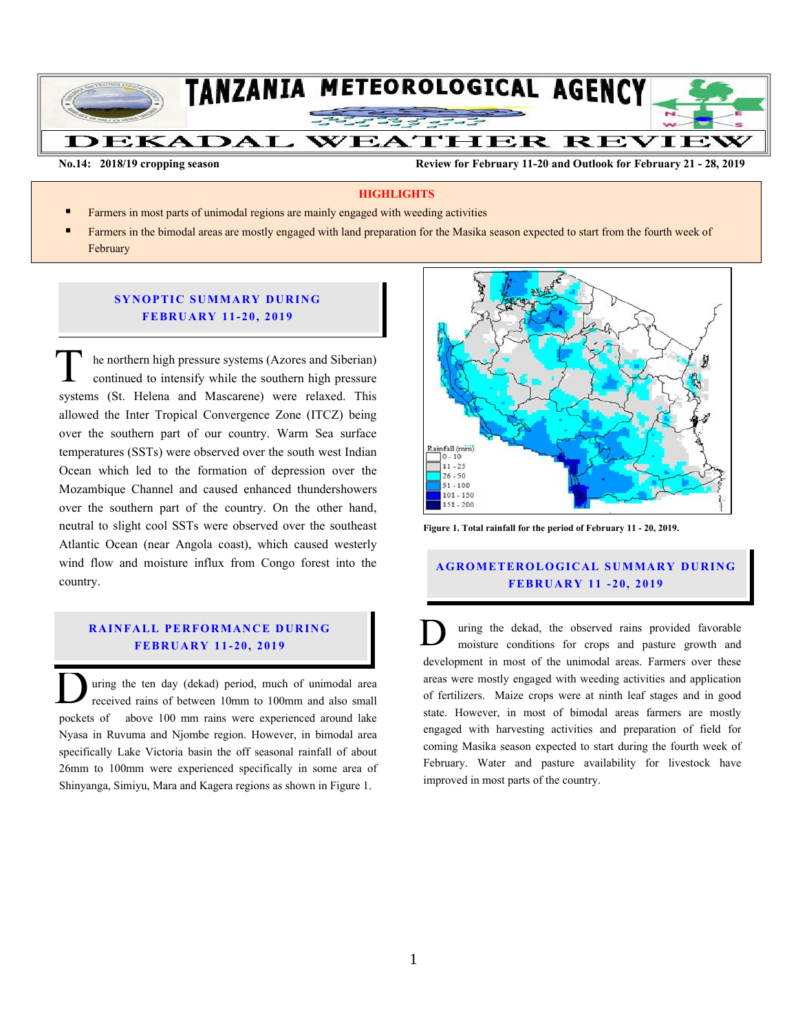# TANZANIA METEOROLOGICAL AGENCY

# DEKADAL WEATHER REVIEW

**No.14: 2018/19 cropping season** **Review for February 11-20 and Outlook for February 21 - 28, 2019**

## HIGHLIGHTS

- Farmers in most parts of unimodal regions are mainly engaged with weeding activities
- Farmers in the bimodal areas are mostly engaged with land preparation for the Masika season expected to start from the fourth week of February

## SYNOPTIC SUMMARY DURING FEBRUARY 11-20, 2019

The northern high pressure systems (Azores and Siberian) continued to intensify while the southern high pressure systems (St. Helena and Mascarene) were relaxed. This allowed the Inter Tropical Convergence Zone (ITCZ) being over the southern part of our country. Warm Sea surface temperatures (SSTs) were observed over the south west Indian Ocean which led to the formation of depression over the Mozambique Channel and caused enhanced thundershowers over the southern part of the country. On the other hand, neutral to slight cool SSTs were observed over the southeast Atlantic Ocean (near Angola coast), which caused westerly wind flow and moisture influx from Congo forest into the country.

## RAINFALL PERFORMANCE DURING FEBRUARY 11-20, 2019

During the ten day (dekad) period, much of unimodal area received rains of between 10mm to 100mm and also small pockets of above 100 mm rains were experienced around lake Nyasa in Ruvuma and Njombe region. However, in bimodal area specifically Lake Victoria basin the off seasonal rainfall of about 26mm to 100mm were experienced specifically in some area of Shinyanga, Simiyu, Mara and Kagera regions as shown in Figure 1.

Rainfall (mm): 0 - 10; 11 - 25; 26 - 50; 51 - 100; 101 - 150; 151 - 200

**Figure 1. Total rainfall for the period of February 11 - 20, 2019.**

## AGROMETEROLOGICAL SUMMARY DURING FEBRUARY 11 -20, 2019

During the dekad, the observed rains provided favorable moisture conditions for crops and pasture growth and development in most of the unimodal areas. Farmers over these areas were mostly engaged with weeding and application of fertilizers. Maize crops were at ninth leaf stages and in good state. However, in most of bimodal areas farmers are mostly engaged with harvesting activities and preparation of field for coming Masika season expected to start during the fourth week of February. Water and pasture availability for livestock have improved in most parts of the country.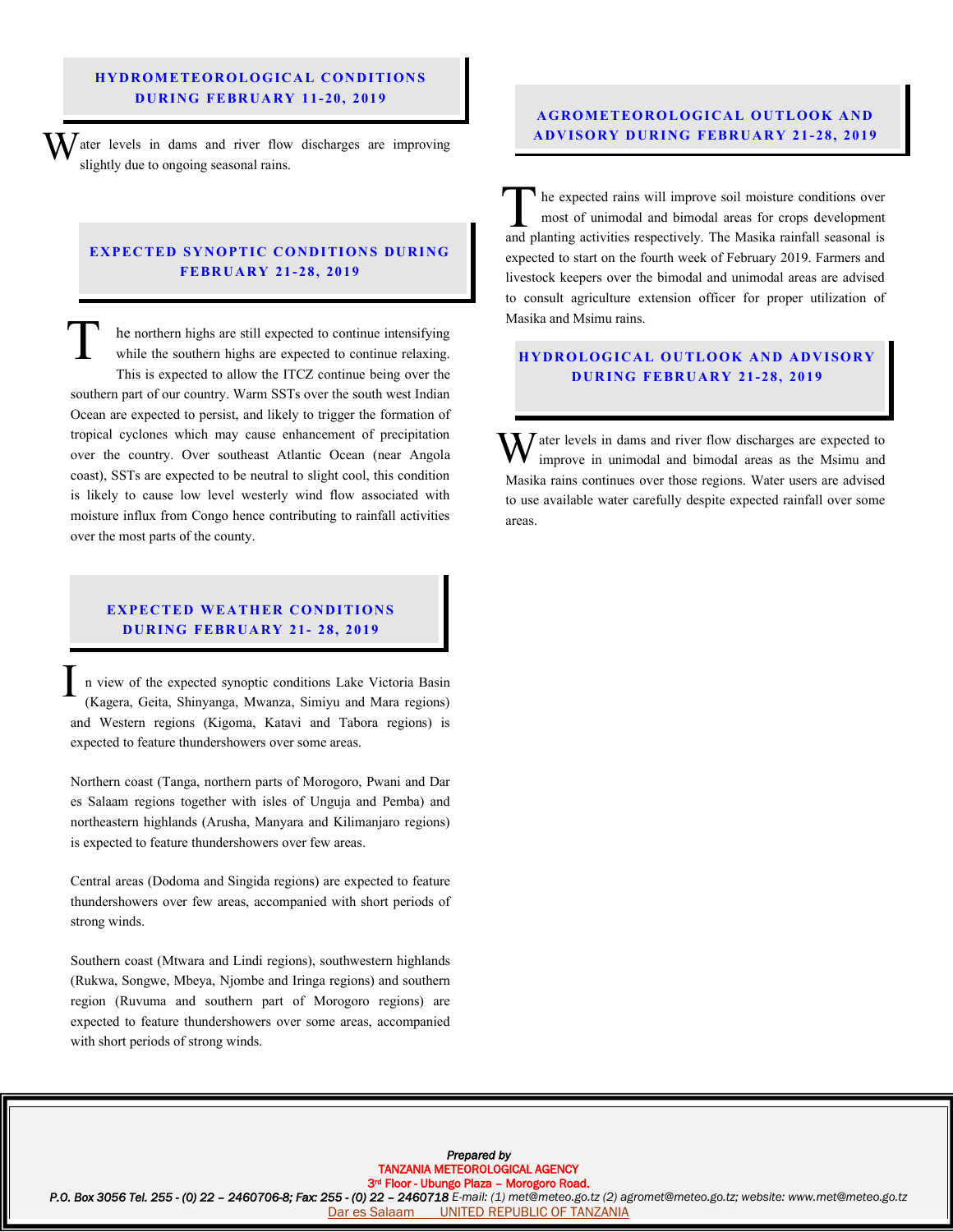## HYDROMETEOROLOGICAL CONDITIONS DURING FEBRUARY 11-20, 2019

Water levels in dams and river flow discharges are improving slightly due to ongoing seasonal rains.

## EXPECTED SYNOPTIC CONDITIONS DURING FEBRUARY 21-28, 2019

The northern highs are still expected to continue intensifying while the southern highs are expected to continue relaxing. This is expected to allow the ITCZ continue being over the southern part of our country. Warm SSTs over the south west Indian Ocean are expected to persist, and likely to trigger the formation of tropical cyclones which may cause enhancement of precipitation over the country. Over southeast Atlantic Ocean (near Angola coast), SSTs are expected to be neutral to slight cool, this condition is likely to cause low level westerly wind flow associated with moisture influx from Congo hence contributing to rainfall activities over the most parts of the county.

## EXPECTED WEATHER CONDITIONS DURING FEBRUARY 21- 28, 2019

In view of the expected synoptic conditions Lake Victoria Basin (Kagera, Geita, Shinyanga, Mwanza, Simiyu and Mara regions) and Western regions (Kigoma, Katavi and Tabora regions) is expected to feature thundershowers over some areas.

Northern coast (Tanga, northern parts of Morogoro, Pwani and Dar es Salaam regions together with isles of Unguja and Pemba) and northeastern highlands (Arusha, Manyara and Kilimanjaro regions) is expected to feature thundershowers over few areas.

Central areas (Dodoma and Singida regions) are expected to feature thundershowers over few areas, accompanied with short periods of strong winds.

Southern coast (Mtwara and Lindi regions), southwestern highlands (Rukwa, Songwe, Mbeya, Njombe and Iringa regions) and southern region (Ruvuma and southern part of Morogoro regions) are expected to feature thundershowers over some areas, accompanied with short periods of strong winds.

## AGROMETEOROLOGICAL OUTLOOK AND ADVISORY DURING FEBRUARY 21-28, 2019

The expected rains will improve soil moisture conditions over most of unimodal and bimodal areas for crops development and planting activities respectively. The Masika rainfall seasonal is expected to start on the fourth week of February 2019. Farmers and livestock keepers over the bimodal and unimodal areas are advised to consult agriculture extension officer for proper utilization of Masika and Msimu rains.

## HYDROLOGICAL OUTLOOK AND ADVISORY DURING FEBRUARY 21-28, 2019

Water levels in dams and river flow discharges are expected to improve in unimodal and bimodal areas as the Msimu and Masika rains continues over those regions. Water users are advised to use available water carefully despite expected rainfall over some areas.

*Prepared by*
TANZANIA METEOROLOGICAL AGENCY
3rd Floor - Ubungo Plaza – Morogoro Road.
*P.O. Box 3056 Tel. 255 - (0) 22 – 2460706-8; Fax: 255 - (0) 22 – 2460718 E-mail: (1) met@meteo.go.tz (2) agromet@meteo.go.tz; website: www.met@meteo.go.tz*
Dar es Salaam UNITED REPUBLIC OF TANZANIA